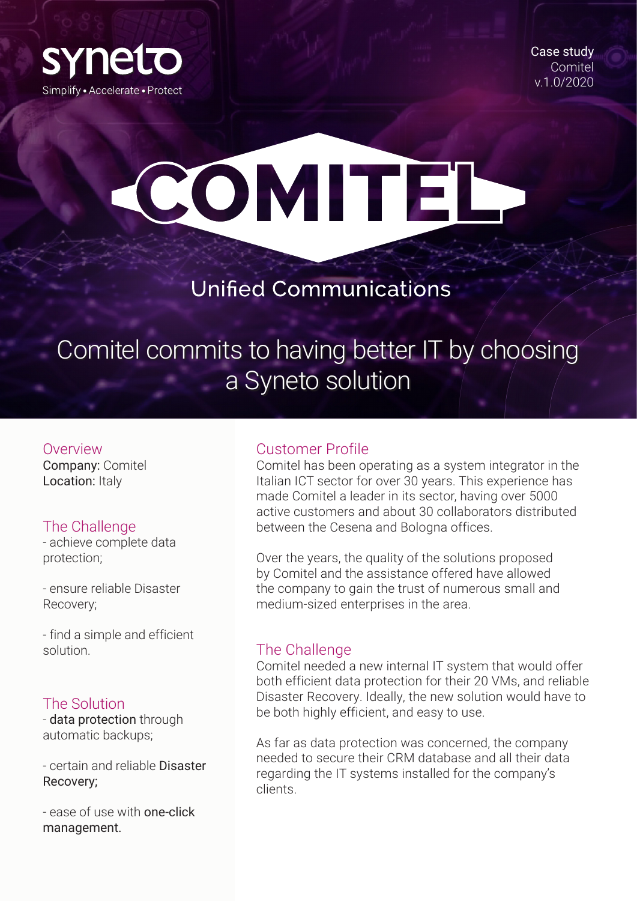synetto
Simplify • Accelerate • Protect

Case study
Comitel
v.1.0/2020

# COMITEL

Unified Communications

# Comitel commits to having better IT by choosing a Syneto solution

## Overview

**Company:** Comitel
**Location:** Italy

## The Challenge

- achieve complete data protection;

- ensure reliable Disaster Recovery;

- find a simple and efficient solution.

## The Solution

- **data protection** through automatic backups;

- certain and reliable **Disaster Recovery;**

- ease of use with **one-click management.**

## Customer Profile

Comitel has been operating as a system integrator in the Italian ICT sector for over 30 years. This experience has made Comitel a leader in its sector, having over 5000 active customers and about 30 collaborators distributed between the Cesena and Bologna offices.

Over the years, the quality of the solutions proposed by Comitel and the assistance offered have allowed the company to gain the trust of numerous small and medium-sized enterprises in the area.

## The Challenge

Comitel needed a new internal IT system that would offer both efficient data protection for their 20 VMs, and reliable Disaster Recovery. Ideally, the new solution would have to be both highly efficient, and easy to use.

As far as data protection was concerned, the company needed to secure their CRM database and all their data regarding the IT systems installed for the company's clients.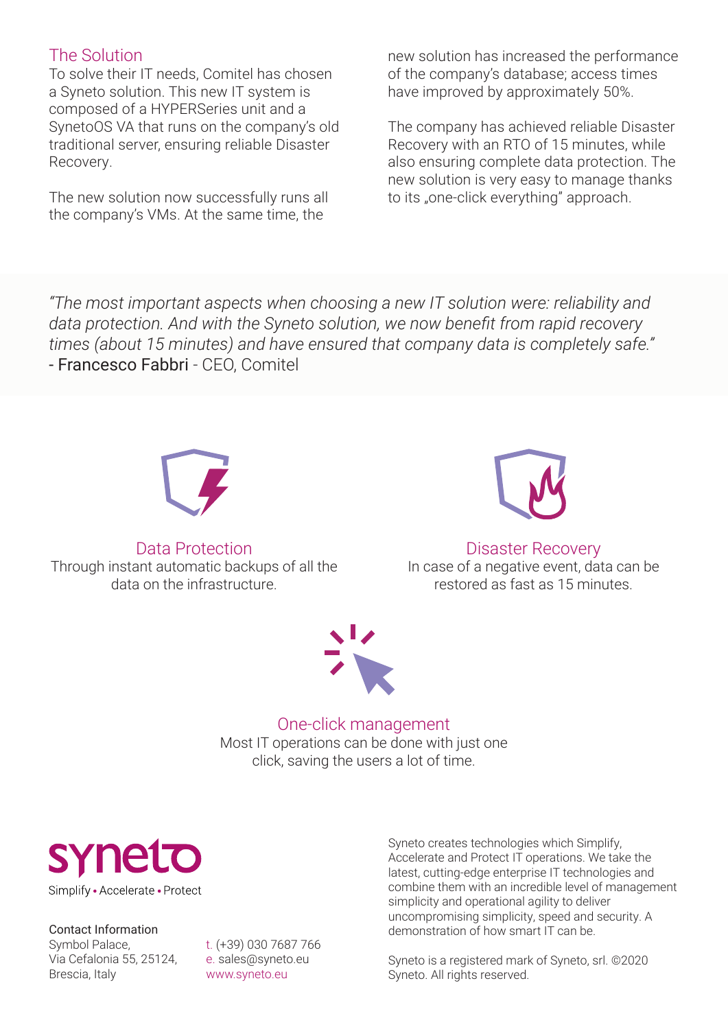## The Solution

To solve their IT needs, Comitel has chosen a Syneto solution. This new IT system is composed of a HYPERSeries unit and a SynetoOS VA that runs on the company's old traditional server, ensuring reliable Disaster Recovery.

The new solution now successfully runs all the company's VMs. At the same time, the new solution has increased the performance of the company's database; access times have improved by approximately 50%.

The company has achieved reliable Disaster Recovery with an RTO of 15 minutes, while also ensuring complete data protection. The new solution is very easy to manage thanks to its „one-click everything" approach.

*"The most important aspects when choosing a new IT solution were: reliability and data protection. And with the Syneto solution, we now benefit from rapid recovery times (about 15 minutes) and have ensured that company data is completely safe."*
- Francesco Fabbri - CEO, Comitel

### Data Protection

Through instant automatic backups of all the data on the infrastructure.

### Disaster Recovery

In case of a negative event, data can be restored as fast as 15 minutes.

### One-click management

Most IT operations can be done with just one click, saving the users a lot of time.

syneto

Simplify • Accelerate • Protect

Contact Information
Symbol Palace,
Via Cefalonia 55, 25124,
Brescia, Italy

t. (+39) 030 7687 766
e. sales@syneto.eu
www.syneto.eu

Syneto creates technologies which Simplify, Accelerate and Protect IT operations. We take the latest, cutting-edge enterprise IT technologies and combine them with an incredible level of management simplicity and operational agility to deliver uncompromising simplicity, speed and security. A demonstration of how smart IT can be.

Syneto is a registered mark of Syneto, srl. ©2020 Syneto. All rights reserved.